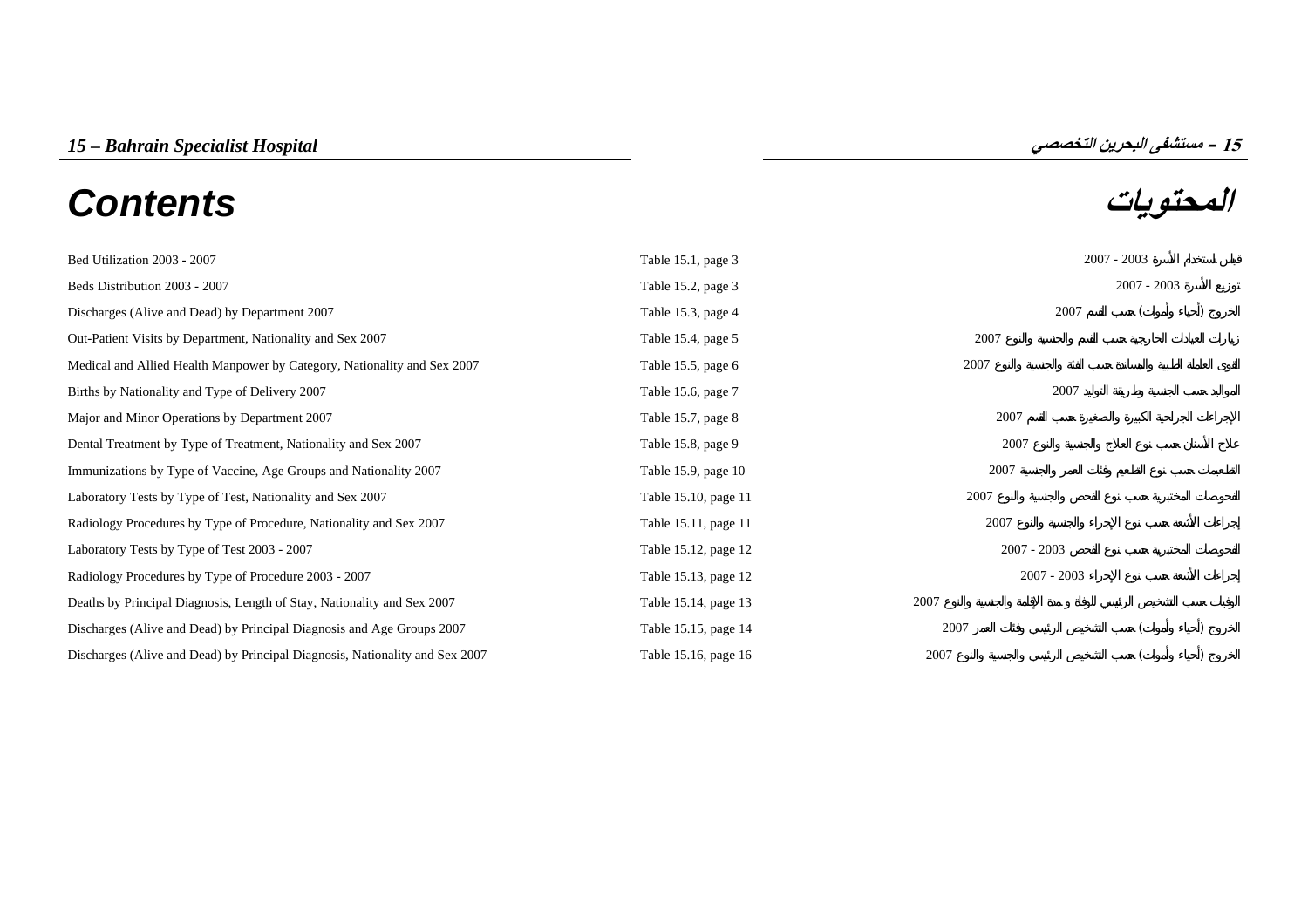# 15 – Bahrain Specialist Hospital

# 15 - مستشفى البحرين التخصصي

## Contents

## المحتويات

| Contents | Table | المحتويات |
|---|---|---|
| Bed Utilization 2003 - 2007 | Table 15.1, page 3 | قياس استخدام الأسرة 2003 - 2007 |
| Beds Distribution 2003 - 2007 | Table 15.2, page 3 | توزيع الأسرة 2003 - 2007 |
| Discharges (Alive and Dead) by Department 2007 | Table 15.3, page 4 | الخروج (أحياء وأموات) حسب القسم 2007 |
| Out-Patient Visits by Department, Nationality and Sex 2007 | Table 15.4, page 5 | زيارات العيادات الخارجية حسب القسم والجنسية والنوع 2007 |
| Medical and Allied Health Manpower by Category, Nationality and Sex 2007 | Table 15.5, page 6 | القوى العاملة الطبية والمساندة حسب الفئة والجنسية والنوع 2007 |
| Births by Nationality and Type of Delivery 2007 | Table 15.6, page 7 | المواليد حسب الجنسية وطريقة التوليد 2007 |
| Major and Minor Operations by Department 2007 | Table 15.7, page 8 | الإجراءات الجراحية الكبيرة والصغيرة حسب القسم 2007 |
| Dental Treatment by Type of Treatment, Nationality and Sex 2007 | Table 15.8, page 9 | علاج الأسنان حسب نوع العلاج والجنسية والنوع 2007 |
| Immunizations by Type of Vaccine, Age Groups and Nationality 2007 | Table 15.9, page 10 | التطعيمات حسب نوع التطعيم وفئات العمر والجنسية 2007 |
| Laboratory Tests by Type of Test, Nationality and Sex 2007 | Table 15.10, page 11 | الفحوصات المختبرية حسب نوع الفحص والجنسية والنوع 2007 |
| Radiology Procedures by Type of Procedure, Nationality and Sex 2007 | Table 15.11, page 11 | إجراءات الأشعة حسب نوع الإجراء والجنسية والنوع 2007 |
| Laboratory Tests by Type of Test 2003 - 2007 | Table 15.12, page 12 | الفحوصات المختبرية حسب نوع الفحص 2003 - 2007 |
| Radiology Procedures by Type of Procedure 2003 - 2007 | Table 15.13, page 12 | إجراءات الأشعة حسب نوع الإجراء 2003 - 2007 |
| Deaths by Principal Diagnosis, Length of Stay, Nationality and Sex 2007 | Table 15.14, page 13 | الوفيات حسب التشخيص الرئيسي للوفاة ومدة الإقامة والجنسية والنوع 2007 |
| Discharges (Alive and Dead) by Principal Diagnosis and Age Groups 2007 | Table 15.15, page 14 | الخروج (أحياء وأموات) حسب التشخيص الرئيسي وفئات العمر 2007 |
| Discharges (Alive and Dead) by Principal Diagnosis, Nationality and Sex 2007 | Table 15.16, page 16 | الخروج (أحياء وأموات) حسب التشخيص الرئيسي والجنسية والنوع 2007 |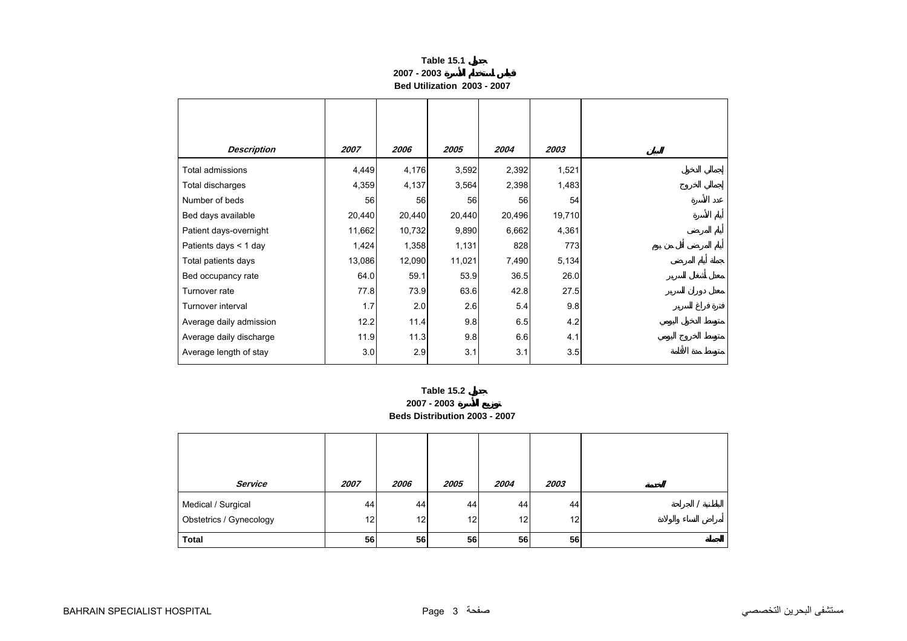**Table 15.1 جدول**

**2007 - 2003 قياس استخدام الأسرة**

**Bed Utilization 2003 - 2007**

| *Description* | *2007* | *2006* | *2005* | *2004* | *2003* | البيان |
|---|---|---|---|---|---|---|
| Total admissions | 4,449 | 4,176 | 3,592 | 2,392 | 1,521 | إجمالي الدخول |
| Total discharges | 4,359 | 4,137 | 3,564 | 2,398 | 1,483 | إجمالي الخروج |
| Number of beds | 56 | 56 | 56 | 56 | 54 | عدد الأسرة |
| Bed days available | 20,440 | 20,440 | 20,440 | 20,496 | 19,710 | أيام الأسرة |
| Patient days-overnight | 11,662 | 10,732 | 9,890 | 6,662 | 4,361 | أيام المرضى |
| Patients days < 1 day | 1,424 | 1,358 | 1,131 | 828 | 773 | أيام المرضى أقل من يوم |
| Total patients days | 13,086 | 12,090 | 11,021 | 7,490 | 5,134 | جملة أيام المرضى |
| Bed occupancy rate | 64.0 | 59.1 | 53.9 | 36.5 | 26.0 | معدل أشغال السرير |
| Turnover rate | 77.8 | 73.9 | 63.6 | 42.8 | 27.5 | معدل دوران السرير |
| Turnover interval | 1.7 | 2.0 | 2.6 | 5.4 | 9.8 | فترة فراغ السرير |
| Average daily admission | 12.2 | 11.4 | 9.8 | 6.5 | 4.2 | متوسط الدخول اليومي |
| Average daily discharge | 11.9 | 11.3 | 9.8 | 6.6 | 4.1 | متوسط الخروج اليومي |
| Average length of stay | 3.0 | 2.9 | 3.1 | 3.1 | 3.5 | متوسط مدة الأقامة |

**Table 15.2 جدول**

**2007 - 2003 توزيع الأسرة**

**Beds Distribution 2003 - 2007**

| *Service* | *2007* | *2006* | *2005* | *2004* | *2003* | الخدمة |
|---|---|---|---|---|---|---|
| Medical / Surgical | 44 | 44 | 44 | 44 | 44 | الباطنية / الجراحة |
| Obstetrics / Gynecology | 12 | 12 | 12 | 12 | 12 | أمراض النساء والولادة |
| **Total** | **56** | **56** | **56** | **56** | **56** | **الجملة** |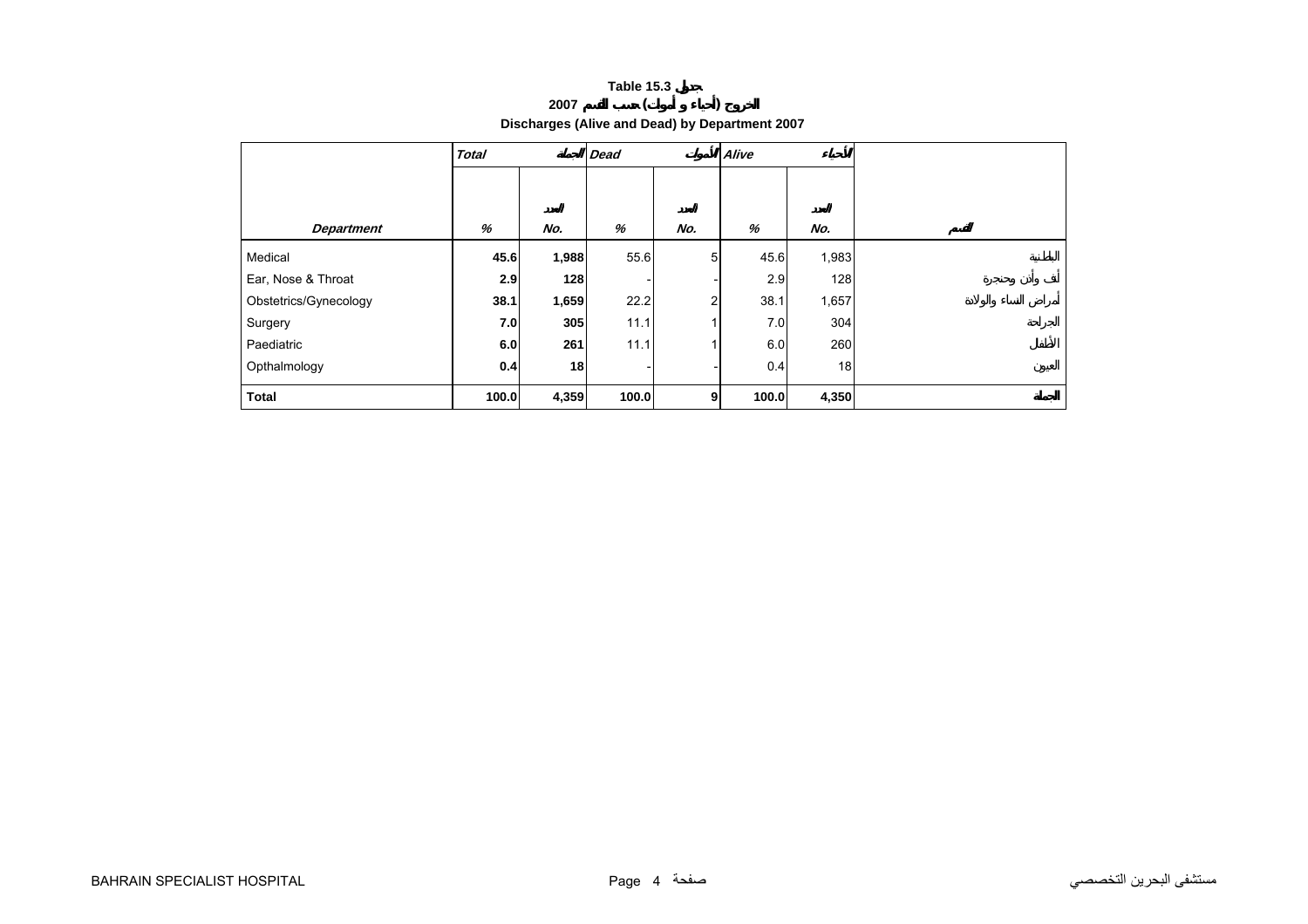**Table 15.3 جدول**

**2007 الخروج (أحياء و أموات) حسب القسم**

**Discharges (Alive and Dead) by Department 2007**

| | *Total* | *الجملة* | *Dead* | *الأموات* | *Alive* | *الأحياء* | |
|---|---|---|---|---|---|---|---|
| *Department* | *%* | *No.* *العدد* | *%* | *No.* *العدد* | *%* | *No.* *العدد* | *القسم* |
| Medical | **45.6** | **1,988** | 55.6 | 5 | 45.6 | 1,983 | الباطنية |
| Ear, Nose & Throat | **2.9** | **128** | - | - | 2.9 | 128 | أنف وأذن وحنجرة |
| Obstetrics/Gynecology | **38.1** | **1,659** | 22.2 | 2 | 38.1 | 1,657 | أمراض النساء والولادة |
| Surgery | **7.0** | **305** | 11.1 | 1 | 7.0 | 304 | الجراحة |
| Paediatric | **6.0** | **261** | 11.1 | 1 | 6.0 | 260 | الأطفال |
| Opthalmology | **0.4** | **18** | - | - | 0.4 | 18 | العيون |
| **Total** | **100.0** | **4,359** | **100.0** | **9** | **100.0** | **4,350** | **الجملة** |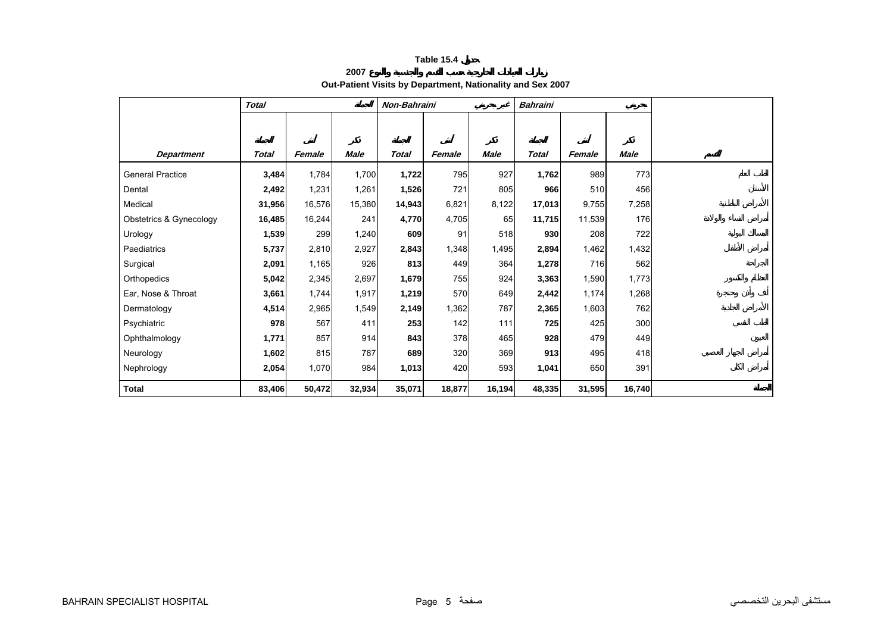**Table 15.4 جدول**

**زيارات العيادات الخارجية حسب القسم والجنسية والنوع 2007**

**Out-Patient Visits by Department, Nationality and Sex 2007**

| | *Total* | | الجملة | *Non-Bahraini* | | غير بحريني | *Bahraini* | | بحريني | |
|---|---|---|---|---|---|---|---|---|---|---|
| | الجملة | أنثى | ذكر | الجملة | أنثى | ذكر | الجملة | أنثى | ذكر | |
| ***Department*** | ***Total*** | ***Female*** | ***Male*** | ***Total*** | ***Female*** | ***Male*** | ***Total*** | ***Female*** | ***Male*** | **القسم** |
| General Practice | **3,484** | 1,784 | 1,700 | **1,722** | 795 | 927 | **1,762** | 989 | 773 | الطب العام |
| Dental | **2,492** | 1,231 | 1,261 | **1,526** | 721 | 805 | **966** | 510 | 456 | الأسنان |
| Medical | **31,956** | 16,576 | 15,380 | **14,943** | 6,821 | 8,122 | **17,013** | 9,755 | 7,258 | الأمراض الباطنية |
| Obstetrics & Gynecology | **16,485** | 16,244 | 241 | **4,770** | 4,705 | 65 | **11,715** | 11,539 | 176 | أمراض النساء والولادة |
| Urology | **1,539** | 299 | 1,240 | **609** | 91 | 518 | **930** | 208 | 722 | المسالك البولية |
| Paediatrics | **5,737** | 2,810 | 2,927 | **2,843** | 1,348 | 1,495 | **2,894** | 1,462 | 1,432 | أمراض الأطفال |
| Surgical | **2,091** | 1,165 | 926 | **813** | 449 | 364 | **1,278** | 716 | 562 | الجراحة |
| Orthopedics | **5,042** | 2,345 | 2,697 | **1,679** | 755 | 924 | **3,363** | 1,590 | 1,773 | العظام والكسور |
| Ear, Nose & Throat | **3,661** | 1,744 | 1,917 | **1,219** | 570 | 649 | **2,442** | 1,174 | 1,268 | أنف وأذن وحنجرة |
| Dermatology | **4,514** | 2,965 | 1,549 | **2,149** | 1,362 | 787 | **2,365** | 1,603 | 762 | الأمراض الجلدية |
| Psychiatric | **978** | 567 | 411 | **253** | 142 | 111 | **725** | 425 | 300 | الطب النفسي |
| Ophthalmology | **1,771** | 857 | 914 | **843** | 378 | 465 | **928** | 479 | 449 | العيون |
| Neurology | **1,602** | 815 | 787 | **689** | 320 | 369 | **913** | 495 | 418 | أمراض الجهاز العصبي |
| Nephrology | **2,054** | 1,070 | 984 | **1,013** | 420 | 593 | **1,041** | 650 | 391 | أمراض الكلى |
| **Total** | **83,406** | **50,472** | **32,934** | **35,071** | **18,877** | **16,194** | **48,335** | **31,595** | **16,740** | **الجملة** |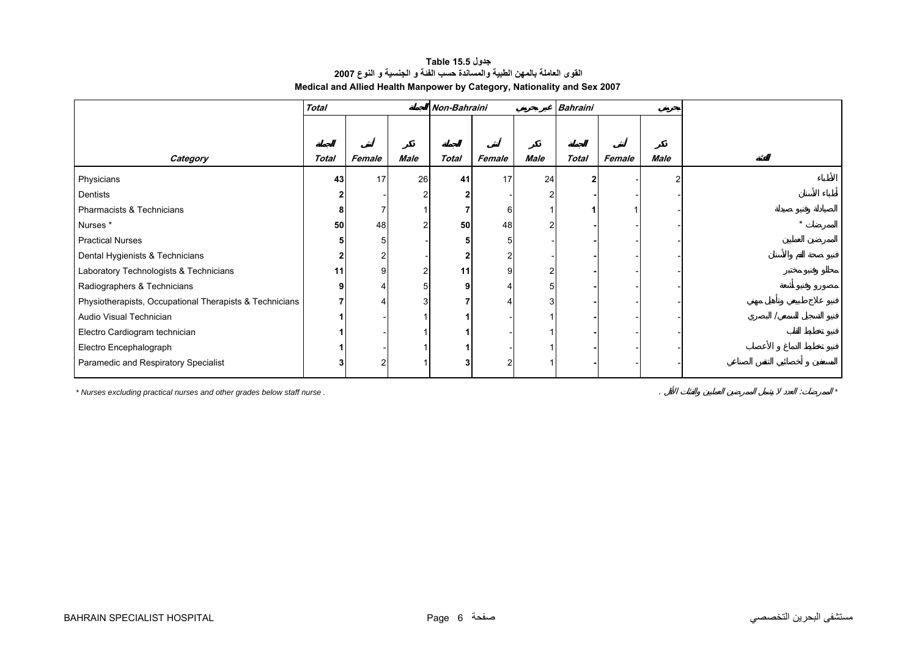**جدول Table 15.5**

**القوى العاملة بالمهن الطبية والمساندة حسب الفئة و الجنسية و النوع 2007**

**Medical and Allied Health Manpower by Category, Nationality and Sex 2007**

| | Total الجملة | | | Non-Bahraini غير بحريني | | | Bahraini بحريني | | | |
|---|---|---|---|---|---|---|---|---|---|---|
| **Category** | الجملة Total | أنثى Female | ذكر Male | الجملة Total | أنثى Female | ذكر Male | الجملة Total | أنثى Female | ذكر Male | الفئة |
| Physicians | **43** | 17 | 26 | **41** | 17 | 24 | **2** | - | 2 | الأطباء |
| Dentists | **2** | - | 2 | **2** | - | 2 | **-** | - | - | أطباء الأسنان |
| Pharmacists & Technicians | **8** | 7 | 1 | **7** | 6 | 1 | **1** | 1 | - | الصيادلة وفنيو صيدلة |
| Nurses * | **50** | 48 | 2 | **50** | 48 | 2 | **-** | - | - | الممرضات * |
| Practical Nurses | **5** | 5 | - | **5** | 5 | - | **-** | - | - | الممرضين العمليين |
| Dental Hygienists & Technicians | **2** | 2 | - | **2** | 2 | - | **-** | - | - | فنيو صحة الفم والأسنان |
| Laboratory Technologists & Technicians | **11** | 9 | 2 | **11** | 9 | 2 | **-** | - | - | محللو وفنيو مختبر |
| Radiographers & Technicians | **9** | 4 | 5 | **9** | 4 | 5 | **-** | - | - | مصورو وفنيو أشعة |
| Physiotherapists, Occupational Therapists & Technicians | **7** | 4 | 3 | **7** | 4 | 3 | **-** | - | - | فنيو علاج طبيعي وتأهيل مهني |
| Audio Visual Technician | **1** | - | 1 | **1** | - | 1 | **-** | - | - | فنيو التسجيل السمعي / البصري |
| Electro Cardiogram technician | **1** | - | 1 | **1** | - | 1 | **-** | - | - | فنيو تخطيط القلب |
| Electro Encephalograph | **1** | - | 1 | **1** | - | 1 | **-** | - | - | فنيو تخطيط الدماغ و الأعصاب |
| Paramedic and Respiratory Specialist | **3** | 2 | 1 | **3** | 2 | 1 | **-** | - | - | المسعفين و أخصائيي التنفس الصناعي |

* Nurses excluding practical nurses and other grades below staff nurse .

* الممرضات: العدد لا يشمل الممرضين العمليين والفئات الأقل .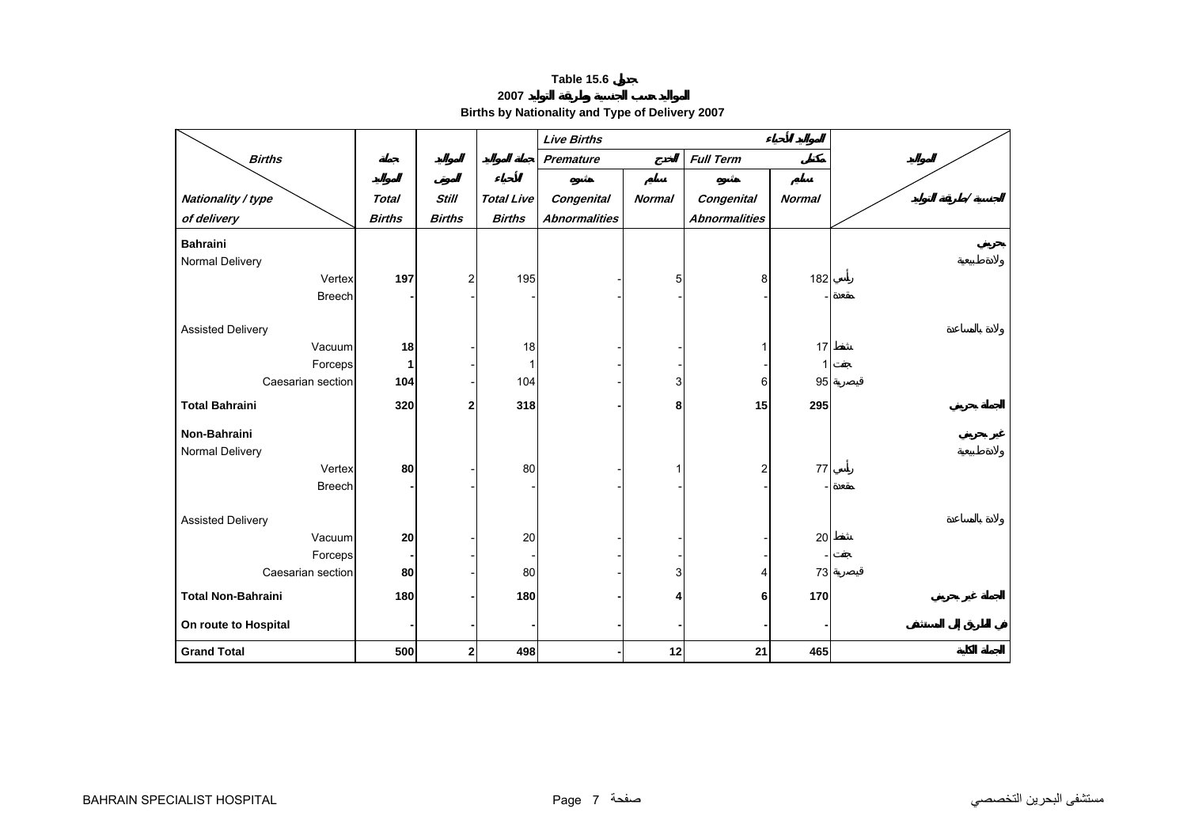# Table 15.6 جدول

## 2007 المواليد حسب الجنسية وطريقة التوليد
## Births by Nationality and Type of Delivery 2007

| Births / Nationality / type of delivery | Total Births جملة المواليد | Still Births المواليد الموتى | Total Live Births جملة المواليد الأحياء | Live Births المواليد الأحياء | | | | المواليد / الجنسية / طريقة التوليد |
|---|---|---|---|---|---|---|---|---|
| | | | | Premature الخدج | | Full Term مكتمل | | |
| | | | | Congenital Abnormalities مشوه | Normal سليم | Congenital Abnormalities مشوه | Normal سليم | |
| **Bahraini** | | | | | | | | بحريني |
| Normal Delivery | | | | | | | | ولادة طبيعية |
| Vertex | **197** | 2 | 195 | - | 5 | 8 | 182 | رأسي |
| Breech | **-** | - | - | - | - | - | - | مقعدة |
| Assisted Delivery | | | | | | | | ولادة بالمساعدة |
| Vacuum | **18** | - | 18 | - | - | 1 | 17 | شفط |
| Forceps | **1** | - | 1 | - | - | - | 1 | جفت |
| Caesarian section | **104** | - | 104 | - | 3 | 6 | 95 | قيصرية |
| **Total Bahraini** | **320** | **2** | **318** | **-** | **8** | **15** | **295** | الجملة بحريني |
| **Non-Bahraini** | | | | | | | | غير بحريني |
| Normal Delivery | | | | | | | | ولادة طبيعية |
| Vertex | **80** | - | 80 | - | 1 | 2 | 77 | رأسي |
| Breech | **-** | - | - | - | - | - | - | مقعدة |
| Assisted Delivery | | | | | | | | ولادة بالمساعدة |
| Vacuum | **20** | - | 20 | - | - | - | 20 | شفط |
| Forceps | **-** | - | - | - | - | - | - | جفت |
| Caesarian section | **80** | - | 80 | - | 3 | 4 | 73 | قيصرية |
| **Total Non-Bahraini** | **180** | **-** | **180** | **-** | **4** | **6** | **170** | الجملة غير بحريني |
| **On route to Hospital** | **-** | **-** | **-** | **-** | **-** | **-** | **-** | في الطريق إلى المستشفى |
| **Grand Total** | **500** | **2** | **498** | **-** | **12** | **21** | **465** | الجملة الكلية |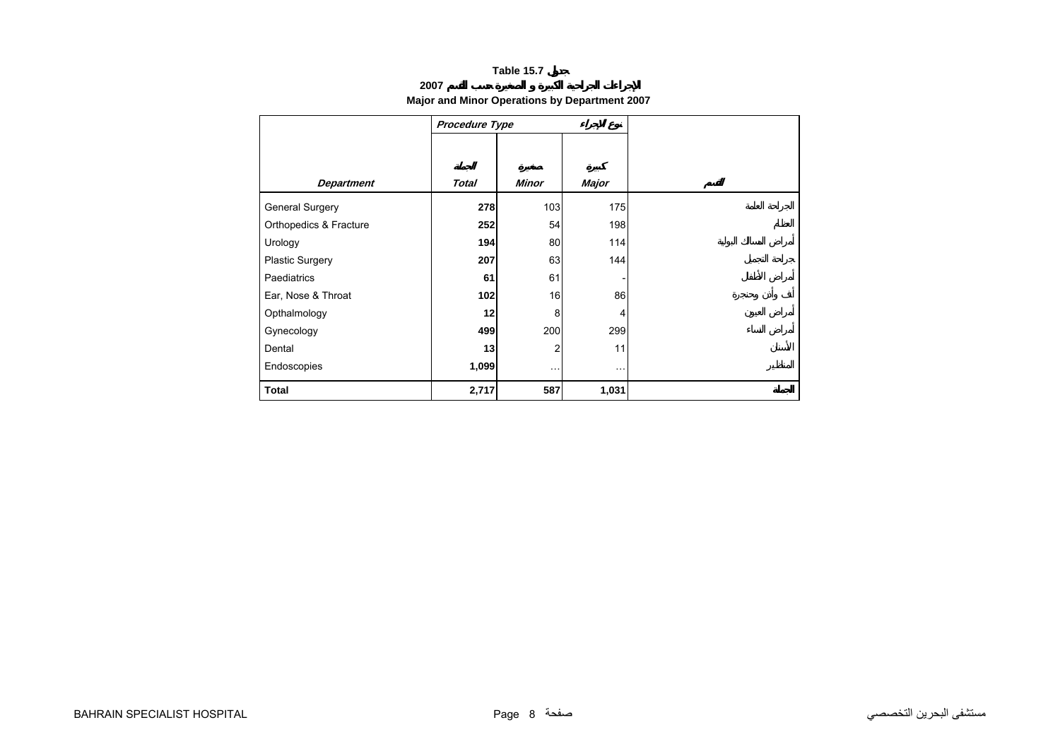**Table 15.7 جدول**

**الإجراءات الجراحية الكبيرة و الصغيرة حسب القسم 2007**

**Major and Minor Operations by Department 2007**

| | *Procedure Type* | | نوع الإجراء | |
|---|---|---|---|---|
| ***Department*** | ***Total*** الجملة | ***Minor*** صغيرة | ***Major*** كبيرة | القسم |
| General Surgery | **278** | 103 | 175 | الجراحة العامة |
| Orthopedics & Fracture | **252** | 54 | 198 | العظام |
| Urology | **194** | 80 | 114 | أمراض المسالك البولية |
| Plastic Surgery | **207** | 63 | 144 | جراحة التجميل |
| Paediatrics | **61** | 61 | - | أمراض الأطفال |
| Ear, Nose & Throat | **102** | 16 | 86 | أنف وأذن وحنجرة |
| Opthalmology | **12** | 8 | 4 | أمراض العيون |
| Gynecology | **499** | 200 | 299 | أمراض النساء |
| Dental | **13** | 2 | 11 | الأسنان |
| Endoscopies | **1,099** | … | … | المناظير |
| **Total** | **2,717** | **587** | **1,031** | **الجملة** |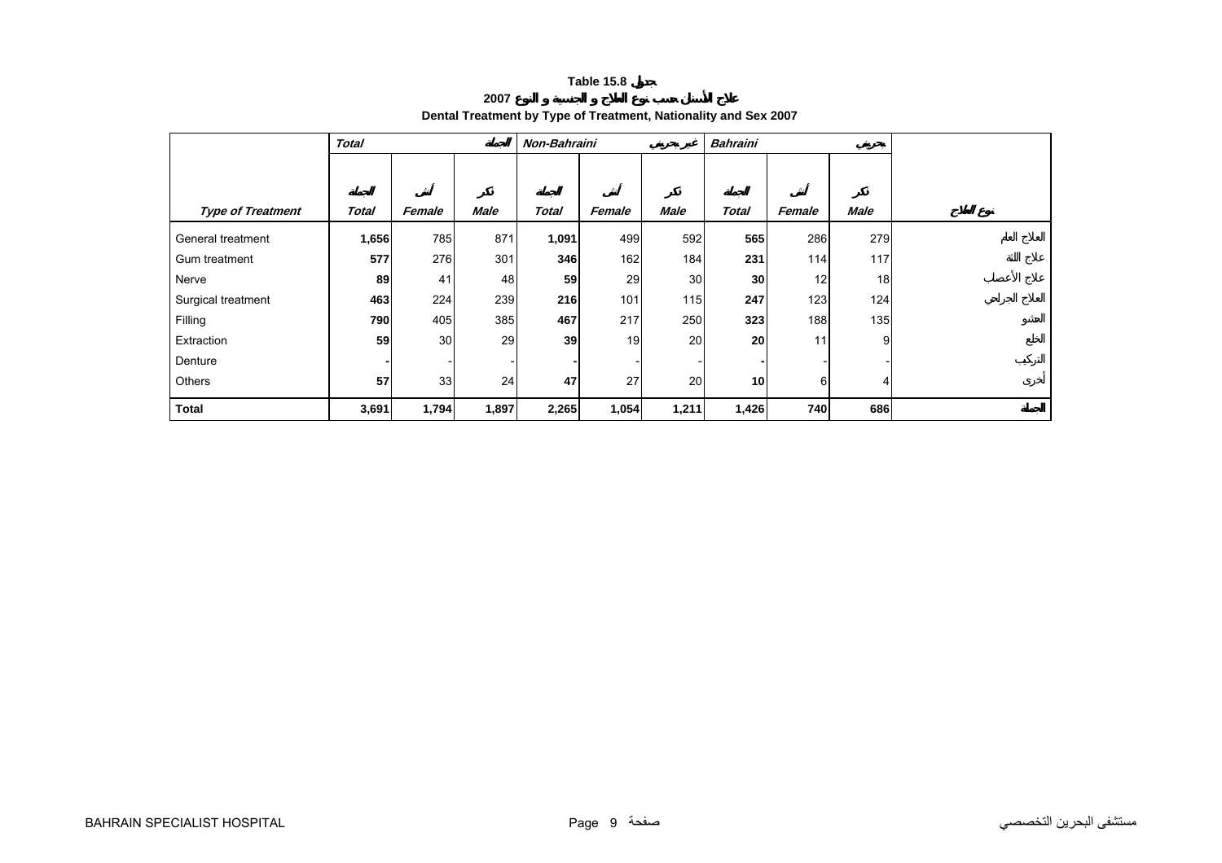**Table 15.8 جدول**

**علاج الأسنان حسب نوع العلاج و الجنسية و النوع 2007**

**Dental Treatment by Type of Treatment, Nationality and Sex 2007**

| | *Total* | | *الجملة* | *Non-Bahraini* | | *غير بحريني* | *Bahraini* | | *بحريني* | |
|---|---|---|---|---|---|---|---|---|---|---|
| | الجملة | أنثى | ذكر | الجملة | أنثى | ذكر | الجملة | أنثى | ذكر | |
| ***Type of Treatment*** | ***Total*** | ***Female*** | ***Male*** | ***Total*** | ***Female*** | ***Male*** | ***Total*** | ***Female*** | ***Male*** | **نوع العلاج** |
| General treatment | **1,656** | 785 | 871 | **1,091** | 499 | 592 | **565** | 286 | 279 | العلاج العام |
| Gum treatment | **577** | 276 | 301 | **346** | 162 | 184 | **231** | 114 | 117 | علاج اللثة |
| Nerve | **89** | 41 | 48 | **59** | 29 | 30 | **30** | 12 | 18 | علاج الأعصاب |
| Surgical treatment | **463** | 224 | 239 | **216** | 101 | 115 | **247** | 123 | 124 | العلاج الجراحي |
| Filling | **790** | 405 | 385 | **467** | 217 | 250 | **323** | 188 | 135 | الحشو |
| Extraction | **59** | 30 | 29 | **39** | 19 | 20 | **20** | 11 | 9 | الخلع |
| Denture | **-** | - | - | **-** | - | - | **-** | - | - | التركيب |
| Others | **57** | 33 | 24 | **47** | 27 | 20 | **10** | 6 | 4 | أخرى |
| **Total** | **3,691** | **1,794** | **1,897** | **2,265** | **1,054** | **1,211** | **1,426** | **740** | **686** | **الجملة** |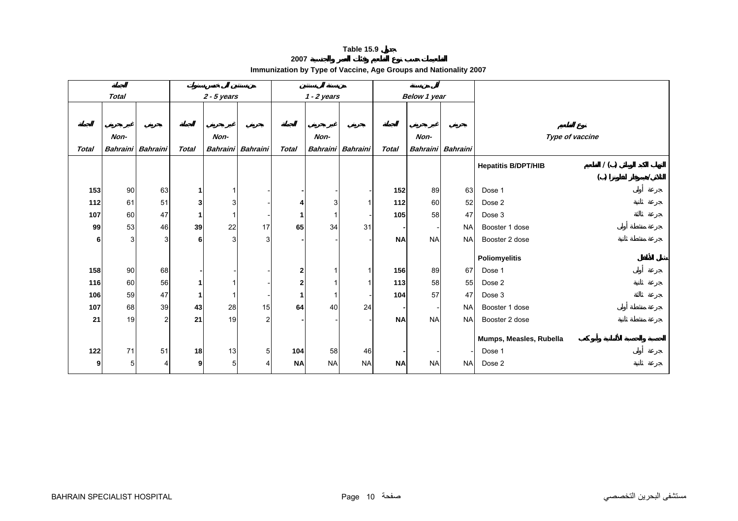**Table 15.9 جدول**

**التطعيمات حسب نوع التطعيم وفئات العمر والجنسية 2007**

**Immunization by Type of Vaccine, Age Groups and Nationality 2007**

| الجملة Total | | | من سنتين إلى خمس سنوات 2 - 5 years | | | من سنة إلى سنتين 1 - 2 years | | | أقل من سنة Below 1 year | | | |
|---|---|---|---|---|---|---|---|---|---|---|---|---|
| الجملة Total | غير بحريني Non-Bahraini | بحريني Bahraini | الجملة Total | غير بحريني Non-Bahraini | بحريني Bahraini | الجملة Total | غير بحريني Non-Bahraini | بحريني Bahraini | الجملة Total | غير بحريني Non-Bahraini | بحريني Bahraini | نوع التطعيم Type of vaccine |
| | | | | | | | | | | | | **Hepatitis B/DPT/HIB** التهاب الكبد الوبائي (ب) / الثلاثي/هيموفلز انفلونزا (ب) |
| **153** | 90 | 63 | **1** | 1 | - | **-** | - | - | **152** | 89 | 63 | Dose 1 جرعة أولى |
| **112** | 61 | 51 | **3** | 3 | - | **4** | 3 | 1 | **112** | 60 | 52 | Dose 2 جرعة ثانية |
| **107** | 60 | 47 | **1** | 1 | - | **1** | 1 | - | **105** | 58 | 47 | Dose 3 جرعة ثالثة |
| **99** | 53 | 46 | **39** | 22 | 17 | **65** | 34 | 31 | **-** | - | NA | Booster 1 dose جرعة منشطة أولى |
| **6** | 3 | 3 | **6** | 3 | 3 | **-** | - | - | **NA** | NA | NA | Booster 2 dose جرعة منشطة ثانية |
| | | | | | | | | | | | | **Poliomyelitis** شلل الأطفال |
| **158** | 90 | 68 | **-** | - | - | **2** | 1 | 1 | **156** | 89 | 67 | Dose 1 جرعة أولى |
| **116** | 60 | 56 | **1** | 1 | - | **2** | 1 | 1 | **113** | 58 | 55 | Dose 2 جرعة ثانية |
| **106** | 59 | 47 | **1** | 1 | - | **1** | 1 | - | **104** | 57 | 47 | Dose 3 جرعة ثالثة |
| **107** | 68 | 39 | **43** | 28 | 15 | **64** | 40 | 24 | **-** | - | NA | Booster 1 dose جرعة منشطة أولى |
| **21** | 19 | 2 | **21** | 19 | 2 | **-** | - | - | **NA** | NA | NA | Booster 2 dose جرعة منشطة ثانية |
| | | | | | | | | | | | | **Mumps, Measles, Rubella** الحصبة والحصبة الألمانية وأبو كعب |
| **122** | 71 | 51 | **18** | 13 | 5 | **104** | 58 | 46 | **-** | - | - | Dose 1 جرعة أولى |
| **9** | 5 | 4 | **9** | 5 | 4 | **NA** | NA | NA | **NA** | NA | NA | Dose 2 جرعة ثانية |

BAHRAIN SPECIALIST HOSPITAL مستشفى البحرين التخصصي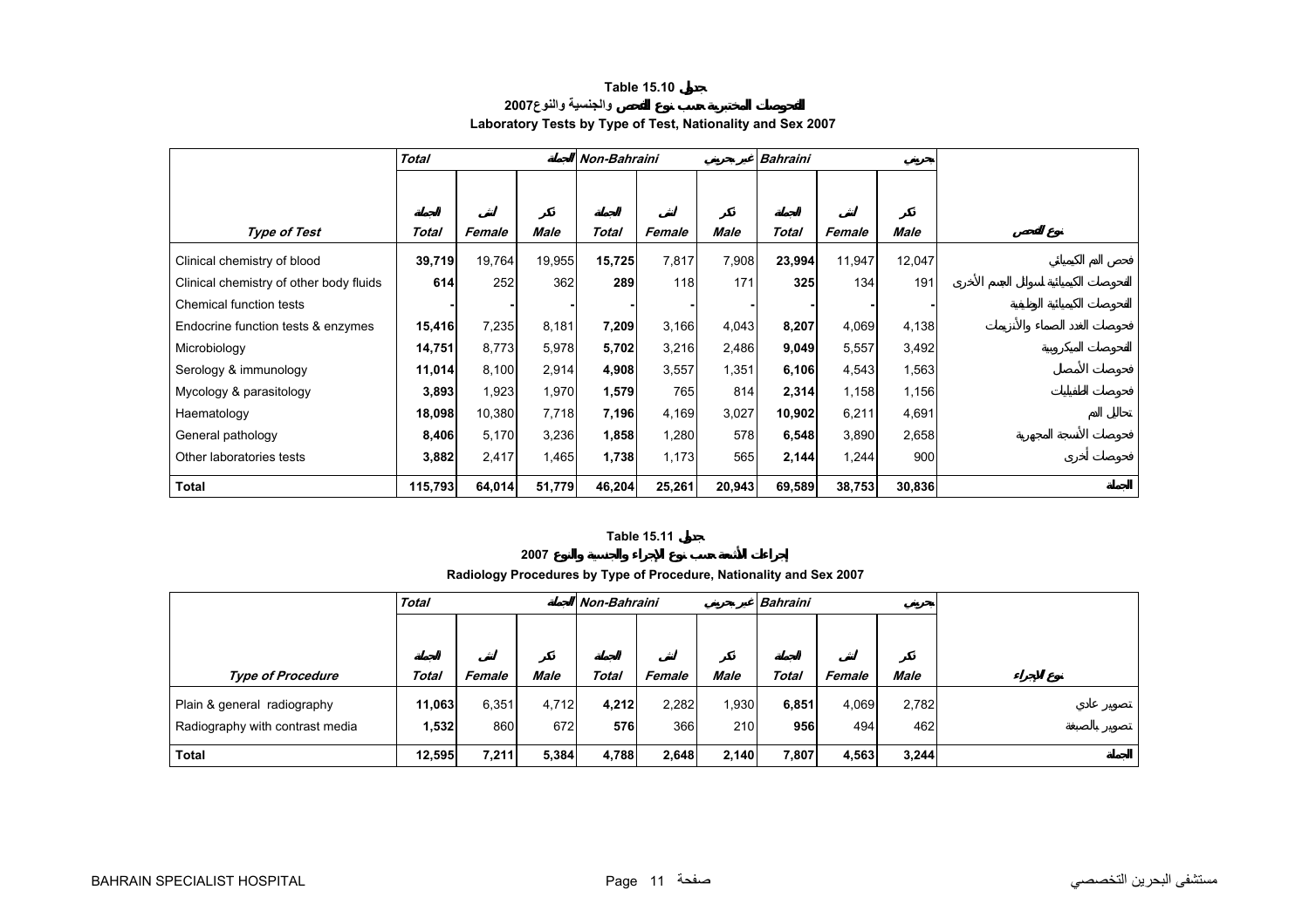# Table 15.10 جدول

## 2007 الفحوصات المختبرية حسب نوع الفحص والجنسية والنوع

## Laboratory Tests by Type of Test, Nationality and Sex 2007

| | Total | | الجملة | Non-Bahraini | | غير بحريني | Bahraini | | بحريني | |
|---|---|---|---|---|---|---|---|---|---|---|
| | الجملة | أنثى | ذكر | الجملة | أنثى | ذكر | الجملة | أنثى | ذكر | |
| *Type of Test* | *Total* | *Female* | *Male* | *Total* | *Female* | *Male* | *Total* | *Female* | *Male* | نوع الفحص |
| Clinical chemistry of blood | **39,719** | 19,764 | 19,955 | **15,725** | 7,817 | 7,908 | **23,994** | 11,947 | 12,047 | فحص الدم الكيميائي |
| Clinical chemistry of other body fluids | **614** | 252 | 362 | **289** | 118 | 171 | **325** | 134 | 191 | الفحوصات الكيميائية لسوائل الجسم الأخرى |
| Chemical function tests | **-** | - | - | **-** | - | - | **-** | - | - | الفحوصات الكيميائية الوظيفية |
| Endocrine function tests & enzymes | **15,416** | 7,235 | 8,181 | **7,209** | 3,166 | 4,043 | **8,207** | 4,069 | 4,138 | فحوصات الغدد الصماء والأنزيمات |
| Microbiology | **14,751** | 8,773 | 5,978 | **5,702** | 3,216 | 2,486 | **9,049** | 5,557 | 3,492 | الفحوصات الميكروبية |
| Serology & immunology | **11,014** | 8,100 | 2,914 | **4,908** | 3,557 | 1,351 | **6,106** | 4,543 | 1,563 | فحوصات الأمصال |
| Mycology & parasitology | **3,893** | 1,923 | 1,970 | **1,579** | 765 | 814 | **2,314** | 1,158 | 1,156 | فحوصات الطفيليات |
| Haematology | **18,098** | 10,380 | 7,718 | **7,196** | 4,169 | 3,027 | **10,902** | 6,211 | 4,691 | تحاليل الدم |
| General pathology | **8,406** | 5,170 | 3,236 | **1,858** | 1,280 | 578 | **6,548** | 3,890 | 2,658 | فحوصات الأنسجة المجهرية |
| Other laboratories tests | **3,882** | 2,417 | 1,465 | **1,738** | 1,173 | 565 | **2,144** | 1,244 | 900 | فحوصات أخرى |
| **Total** | **115,793** | **64,014** | **51,779** | **46,204** | **25,261** | **20,943** | **69,589** | **38,753** | **30,836** | الجملة |

# Table 15.11 جدول

## 2007 إجراءات الأشعة حسب نوع الإجراء والجنسية والنوع

## Radiology Procedures by Type of Procedure, Nationality and Sex 2007

| | Total | | الجملة | Non-Bahraini | | غير بحريني | Bahraini | | بحريني | |
|---|---|---|---|---|---|---|---|---|---|---|
| | الجملة | أنثى | ذكر | الجملة | أنثى | ذكر | الجملة | أنثى | ذكر | |
| *Type of Procedure* | *Total* | *Female* | *Male* | *Total* | *Female* | *Male* | *Total* | *Female* | *Male* | نوع الإجراء |
| Plain & general radiography | **11,063** | 6,351 | 4,712 | **4,212** | 2,282 | 1,930 | **6,851** | 4,069 | 2,782 | تصوير عادي |
| Radiography with contrast media | **1,532** | 860 | 672 | **576** | 366 | 210 | **956** | 494 | 462 | تصوير بالصبغة |
| **Total** | **12,595** | **7,211** | **5,384** | **4,788** | **2,648** | **2,140** | **7,807** | **4,563** | **3,244** | الجملة |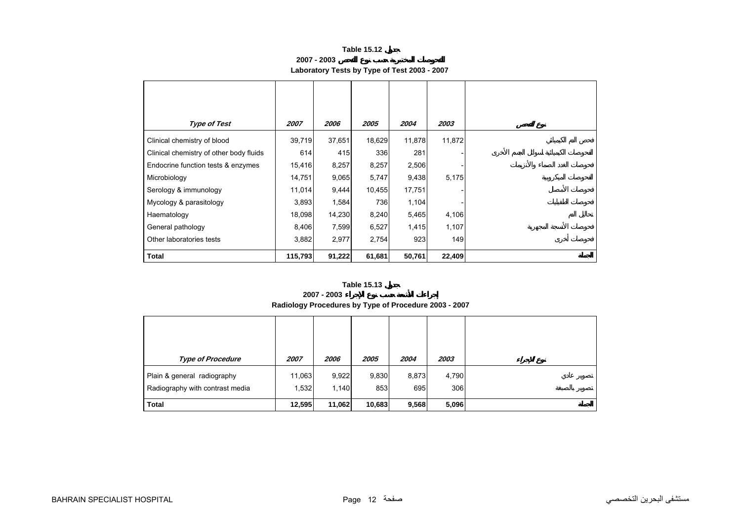## Table 15.12 جدول

## التحويلات المختبرية حسب نوع الفحص 2003 - 2007

## Laboratory Tests by Type of Test 2003 - 2007

| *Type of Test* | *2007* | *2006* | *2005* | *2004* | *2003* | نوع الفحص |
|---|---|---|---|---|---|---|
| Clinical chemistry of blood | 39,719 | 37,651 | 18,629 | 11,878 | 11,872 | فحص الدم الكيميائي |
| Clinical chemistry of other body fluids | 614 | 415 | 336 | 281 | - | الفحوصات الكيميائية لسوائل الجسم الأخرى |
| Endocrine function tests & enzymes | 15,416 | 8,257 | 8,257 | 2,506 | - | فحوصات الغدد الصماء والأنزيمات |
| Microbiology | 14,751 | 9,065 | 5,747 | 9,438 | 5,175 | الفحوصات الميكروبية |
| Serology & immunology | 11,014 | 9,444 | 10,455 | 17,751 | - | فحوصات الأمصال |
| Mycology & parasitology | 3,893 | 1,584 | 736 | 1,104 | - | فحوصات الطفيليات |
| Haematology | 18,098 | 14,230 | 8,240 | 5,465 | 4,106 | تحاليل الدم |
| General pathology | 8,406 | 7,599 | 6,527 | 1,415 | 1,107 | فحوصات الأنسجة المجهرية |
| Other laboratories tests | 3,882 | 2,977 | 2,754 | 923 | 149 | فحوصات أخرى |
| **Total** | **115,793** | **91,222** | **61,681** | **50,761** | **22,409** | **الجملة** |

## Table 15.13 جدول

## إجراءات الأشعة حسب نوع الإجراء 2003 - 2007

## Radiology Procedures by Type of Procedure 2003 - 2007

| *Type of Procedure* | *2007* | *2006* | *2005* | *2004* | *2003* | نوع الإجراء |
|---|---|---|---|---|---|---|
| Plain & general radiography | 11,063 | 9,922 | 9,830 | 8,873 | 4,790 | تصوير عادي |
| Radiography with contrast media | 1,532 | 1,140 | 853 | 695 | 306 | تصوير بالصبغة |
| **Total** | **12,595** | **11,062** | **10,683** | **9,568** | **5,096** | **الجملة** |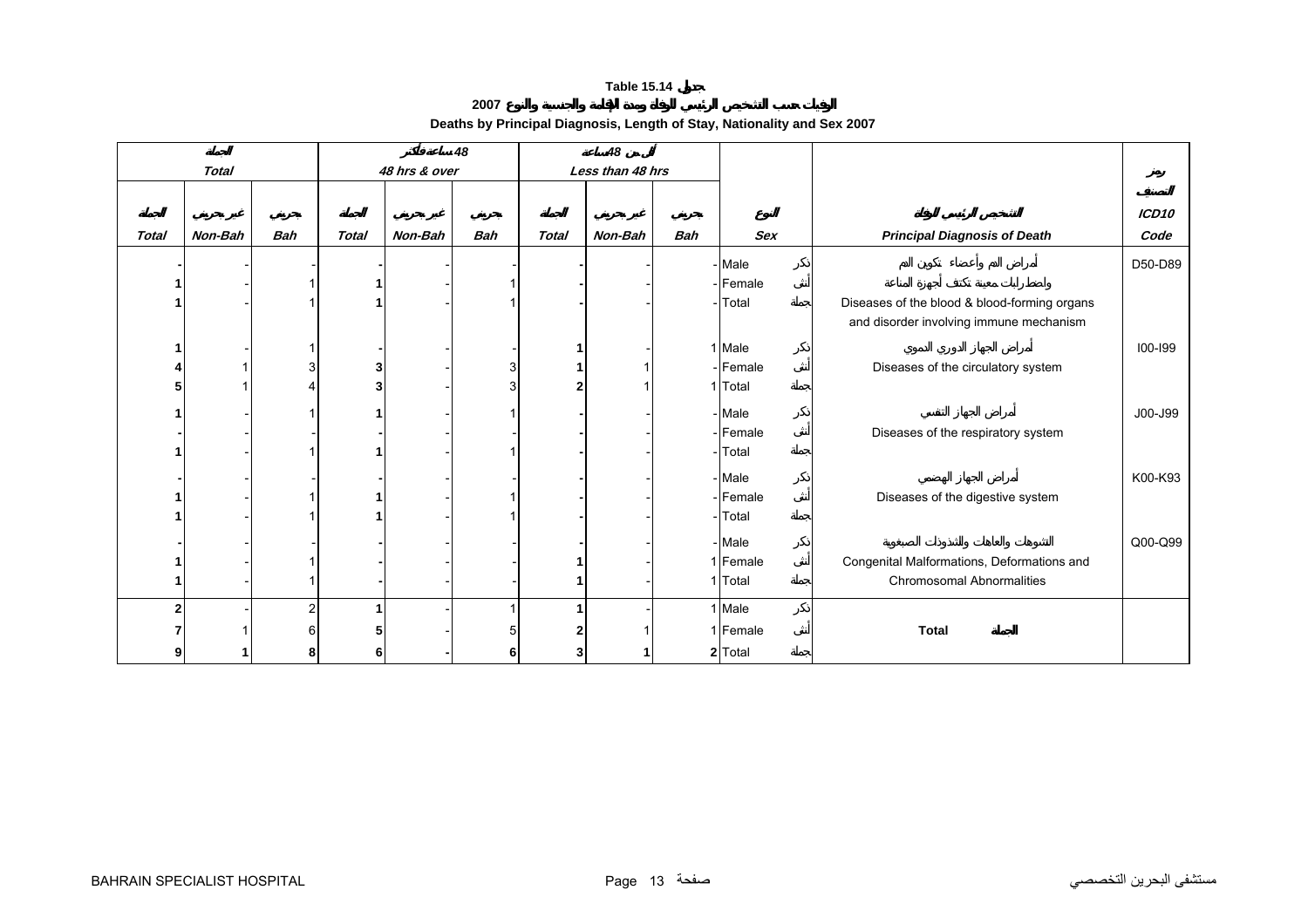# Table 15.14 جدول

## الوفيات حسب التشخيص الرئيسي للوفاة ومدة الإقامة والجنسية والنوع 2007

## Deaths by Principal Diagnosis, Length of Stay, Nationality and Sex 2007

| الجملة Total | | | 48 ساعة فأكثر 48 hrs & over | | | أقل من 48 ساعة Less than 48 hrs | | | | | | |
|---|---|---|---|---|---|---|---|---|---|---|---|---|
| الجملة Total | غير بحريني Non-Bah | بحريني Bah | الجملة Total | غير بحريني Non-Bah | بحريني Bah | الجملة Total | غير بحريني Non-Bah | بحريني Bah | النوع Sex | | التشخيص الرئيسي للوفاة Principal Diagnosis of Death | رمز التصنيف ICD10 Code |
| - | - | - | - | - | - | - | - | - | Male | ذكر | أمراض الدم وأعضاء تكوين الدم واضطرابات معينة تكتنف أجهزة المناعة | D50-D89 |
| 1 | - | 1 | 1 | - | 1 | - | - | - | Female | أنثى | Diseases of the blood & blood-forming organs and disorder involving immune mechanism | |
| 1 | - | 1 | 1 | - | 1 | - | - | - | Total | جملة | | |
| 1 | - | 1 | - | - | - | 1 | - | 1 | Male | ذكر | أمراض الجهاز الدوري الدموي | I00-I99 |
| 4 | 1 | 3 | 3 | - | 3 | 1 | 1 | - | Female | أنثى | Diseases of the circulatory system | |
| 5 | 1 | 4 | 3 | - | 3 | 2 | 1 | 1 | Total | جملة | | |
| 1 | - | 1 | 1 | - | 1 | - | - | - | Male | ذكر | أمراض الجهاز التنفسي | J00-J99 |
| - | - | - | - | - | - | - | - | - | Female | أنثى | Diseases of the respiratory system | |
| 1 | - | 1 | 1 | - | 1 | - | - | - | Total | جملة | | |
| - | - | - | - | - | - | - | - | - | Male | ذكر | أمراض الجهاز الهضمي | K00-K93 |
| 1 | - | 1 | 1 | - | 1 | - | - | - | Female | أنثى | Diseases of the digestive system | |
| 1 | - | 1 | 1 | - | 1 | - | - | - | Total | جملة | | |
| - | - | - | - | - | - | - | - | - | Male | ذكر | التشوهات والعاهات والشذوذات الصبغوية | Q00-Q99 |
| 1 | - | 1 | - | - | - | 1 | - | 1 | Female | أنثى | Congenital Malformations, Deformations and Chromosomal Abnormalities | |
| 1 | - | 1 | - | - | - | 1 | - | 1 | Total | جملة | | |
| **2** | - | 2 | **1** | - | 1 | **1** | - | 1 | Male | ذكر | | |
| **7** | 1 | 6 | **5** | - | 5 | **2** | 1 | 1 | Female | أنثى | **Total الجملة** | |
| **9** | **1** | **8** | **6** | **-** | **6** | **3** | **1** | **2** | Total | جملة | | |

BAHRAIN SPECIALIST HOSPITAL مستشفى البحرين التخصصي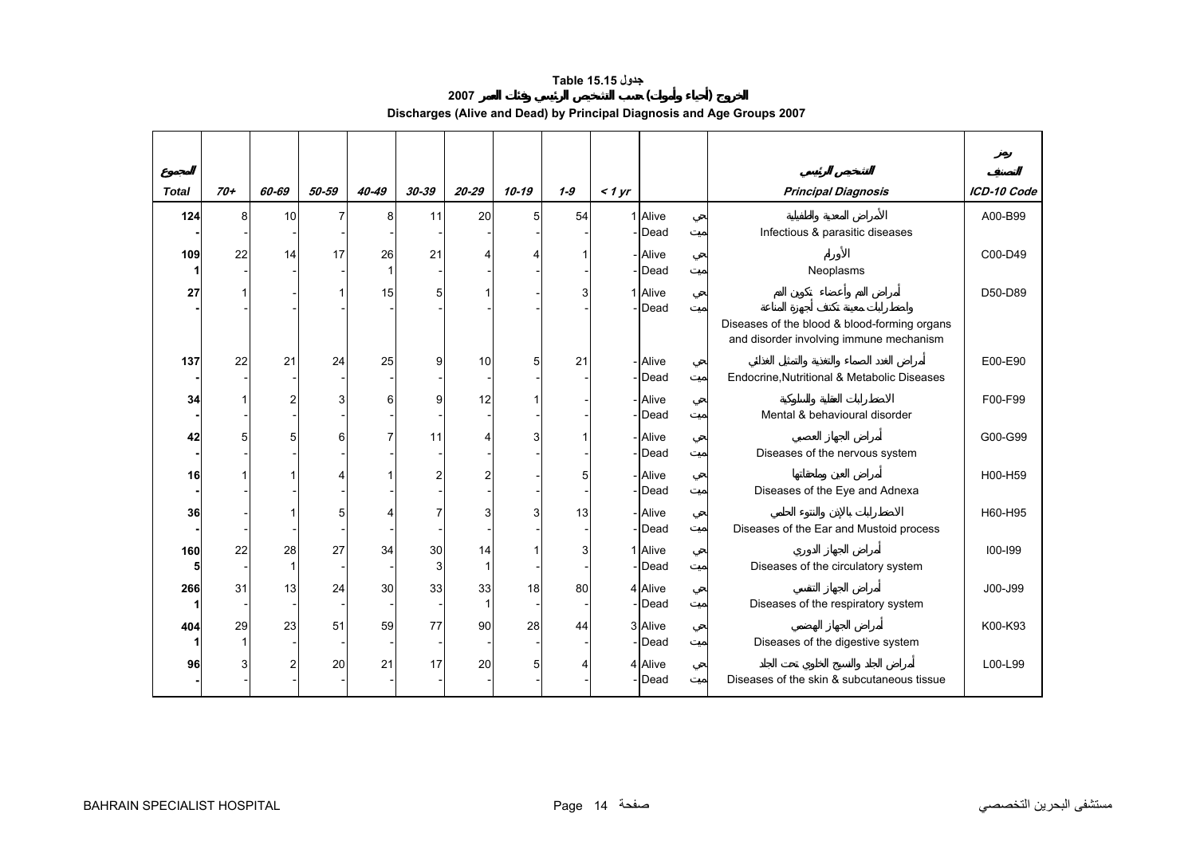**Table 15.15 جدول**

**الخروج (أحياء وأموات) حسب التشخيص الرئيسي وفئات العمر 2007**

**Discharges (Alive and Dead) by Principal Diagnosis and Age Groups 2007**

| المجموع Total | 70+ | 60-69 | 50-59 | 40-49 | 30-39 | 20-29 | 10-19 | 1-9 | < 1 yr | | | التشخيص الرئيسي Principal Diagnosis | رمز التصنيف ICD-10 Code |
|---|---|---|---|---|---|---|---|---|---|---|---|---|---|
| 124 | 8 | 10 | 7 | 8 | 11 | 20 | 5 | 54 | 1 | Alive | حي | الأمراض المعدية والطفيلية Infectious & parasitic diseases | A00-B99 |
| - | - | - | - | - | - | - | - | - | - | Dead | ميت | | |
| 109 | 22 | 14 | 17 | 26 | 21 | 4 | 4 | 1 | - | Alive | حي | الأورام Neoplasms | C00-D49 |
| 1 | - | - | - | 1 | - | - | - | - | - | Dead | ميت | | |
| 27 | 1 | - | 1 | 15 | 5 | 1 | - | 3 | 1 | Alive | حي | أمراض الدم وأعضاء تكوين الدم واضطرابات معينة تكتنف أجهزة المناعة Diseases of the blood & blood-forming organs and disorder involving immune mechanism | D50-D89 |
| - | - | - | - | - | - | - | - | - | - | Dead | ميت | | |
| 137 | 22 | 21 | 24 | 25 | 9 | 10 | 5 | 21 | - | Alive | حي | أمراض الغدد الصماء والتغذية والتمثيل الغذائي Endocrine,Nutritional & Metabolic Diseases | E00-E90 |
| - | - | - | - | - | - | - | - | - | - | Dead | ميت | | |
| 34 | 1 | 2 | 3 | 6 | 9 | 12 | 1 | - | - | Alive | حي | الاضطرابات العقلية والسلوكية Mental & behavioural disorder | F00-F99 |
| - | - | - | - | - | - | - | - | - | - | Dead | ميت | | |
| 42 | 5 | 5 | 6 | 7 | 11 | 4 | 3 | 1 | - | Alive | حي | أمراض الجهاز العصبي Diseases of the nervous system | G00-G99 |
| - | - | - | - | - | - | - | - | - | - | Dead | ميت | | |
| 16 | 1 | 1 | 4 | 1 | 2 | 2 | - | 5 | - | Alive | حي | أمراض العين وملحقاتها Diseases of the Eye and Adnexa | H00-H59 |
| - | - | - | - | - | - | - | - | - | - | Dead | ميت | | |
| 36 | - | 1 | 5 | 4 | 7 | 3 | 3 | 13 | - | Alive | حي | الاضطرابات بالإذن والنتوء الحلمي Diseases of the Ear and Mustoid process | H60-H95 |
| - | - | - | - | - | - | - | - | - | - | Dead | ميت | | |
| 160 | 22 | 28 | 27 | 34 | 30 | 14 | 1 | 3 | 1 | Alive | حي | أمراض الجهاز الدوري Diseases of the circulatory system | I00-I99 |
| 5 | - | 1 | - | - | 3 | 1 | - | - | - | Dead | ميت | | |
| 266 | 31 | 13 | 24 | 30 | 33 | 33 | 18 | 80 | 4 | Alive | حي | أمراض الجهاز التنفسي Diseases of the respiratory system | J00-J99 |
| 1 | - | - | - | - | - | 1 | - | - | - | Dead | ميت | | |
| 404 | 29 | 23 | 51 | 59 | 77 | 90 | 28 | 44 | 3 | Alive | حي | أمراض الجهاز الهضمي Diseases of the digestive system | K00-K93 |
| 1 | 1 | - | - | - | - | - | - | - | - | Dead | ميت | | |
| 96 | 3 | 2 | 20 | 21 | 17 | 20 | 5 | 4 | 4 | Alive | حي | أمراض الجلد والنسيج الخلوي تحت الجلد Diseases of the skin & subcutaneous tissue | L00-L99 |
| - | - | - | - | - | - | - | - | - | - | Dead | ميت | | |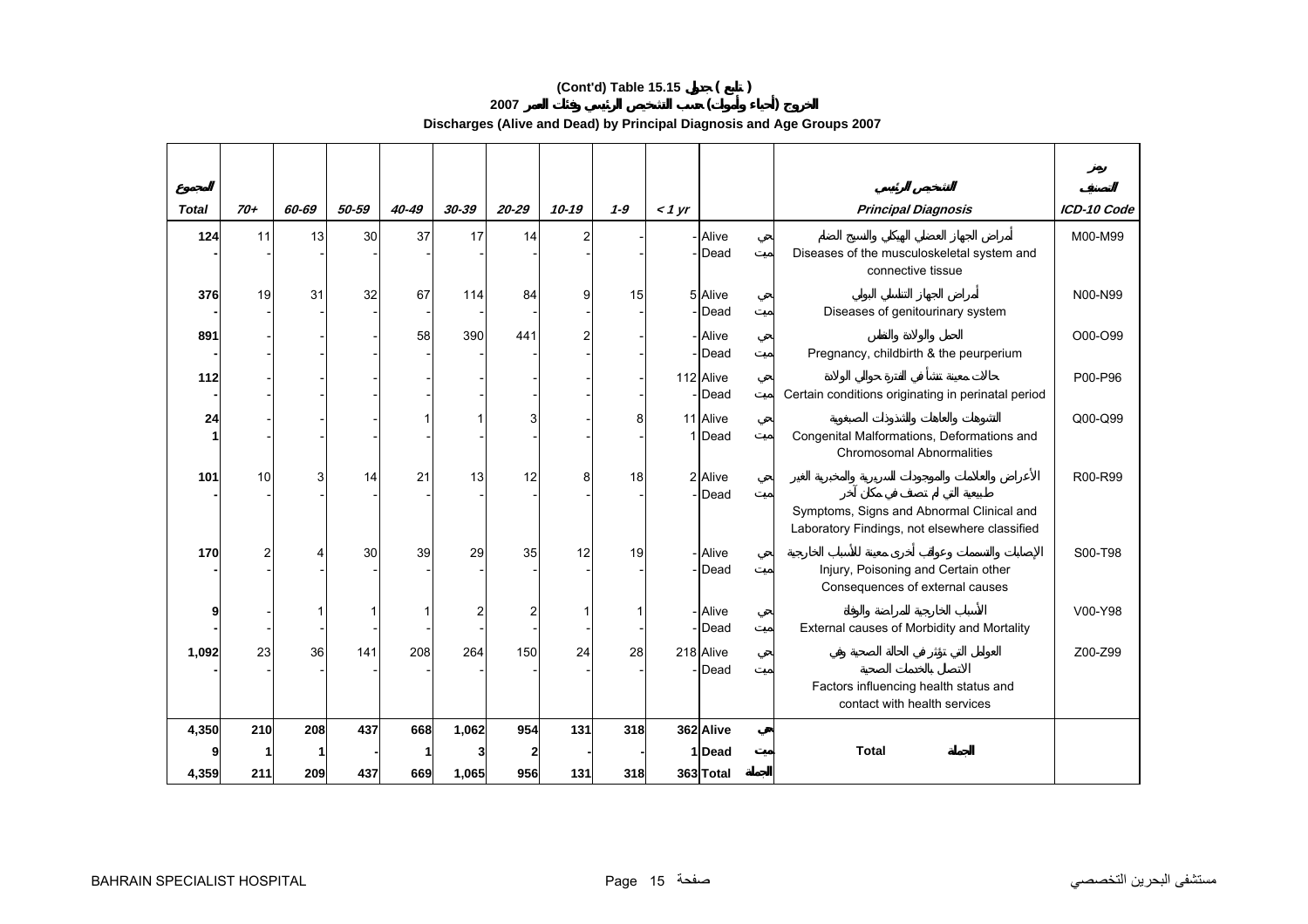# (Cont'd) Table 15.15 جدول ( تابع )

## الخروج (أحياء وأموات) حسب التشخيص الرئيسي وفئات العمر 2007

## Discharges (Alive and Dead) by Principal Diagnosis and Age Groups 2007

| المجموع Total | 70+ | 60-69 | 50-59 | 40-49 | 30-39 | 20-29 | 10-19 | 1-9 | < 1 yr | | | التشخيص الرئيسي Principal Diagnosis | رمز التصنيف ICD-10 Code |
|---|---|---|---|---|---|---|---|---|---|---|---|---|---|
| 124 | 11 | 13 | 30 | 37 | 17 | 14 | 2 | - | - | Alive | حي | أمراض الجهاز العضلي الهيكلي والنسيج الضام Diseases of the musculoskeletal system and connective tissue | M00-M99 |
| - | - | - | - | - | - | - | - | - | - | Dead | ميت | | |
| 376 | 19 | 31 | 32 | 67 | 114 | 84 | 9 | 15 | 5 | Alive | حي | أمراض الجهاز التناسلي البولي Diseases of genitourinary system | N00-N99 |
| - | - | - | - | - | - | - | - | - | - | Dead | ميت | | |
| 891 | - | - | - | 58 | 390 | 441 | 2 | - | - | Alive | حي | الحمل والولادة والنفاس Pregnancy, childbirth & the peurperium | O00-O99 |
| - | - | - | - | - | - | - | - | - | - | Dead | ميت | | |
| 112 | - | - | - | - | - | - | - | - | 112 | Alive | حي | حالات معينة تنشأ في الفترة حوالي الولادة Certain conditions originating in perinatal period | P00-P96 |
| - | - | - | - | - | - | - | - | - | - | Dead | ميت | | |
| 24 | - | - | - | 1 | 1 | 3 | - | 8 | 11 | Alive | حي | التشوهات والعاهات والتشذوذات الصبغوية Congenital Malformations, Deformations and Chromosomal Abnormalities | Q00-Q99 |
| 1 | - | - | - | - | - | - | - | - | 1 | Dead | ميت | | |
| 101 | 10 | 3 | 14 | 21 | 13 | 12 | 8 | 18 | 2 | Alive | حي | الأعراض والعلامات والموجودات السريرية والمخبرية الغير طبيعية التي لم تصنف في مكان آخر Symptoms, Signs and Abnormal Clinical and Laboratory Findings, not elsewhere classified | R00-R99 |
| - | - | - | - | - | - | - | - | - | - | Dead | ميت | | |
| 170 | 2 | 4 | 30 | 39 | 29 | 35 | 12 | 19 | - | Alive | حي | الإصابات والتسممات وعواقب أخرى معينة للأسباب الخارجية Injury, Poisoning and Certain other Consequences of external causes | S00-T98 |
| - | - | - | - | - | - | - | - | - | - | Dead | ميت | | |
| 9 | - | 1 | 1 | 1 | 2 | 2 | 1 | 1 | - | Alive | حي | الأسباب الخارجية للمراضة والوفاة External causes of Morbidity and Mortality | V00-Y98 |
| - | - | - | - | - | - | - | - | - | - | Dead | ميت | | |
| 1,092 | 23 | 36 | 141 | 208 | 264 | 150 | 24 | 28 | 218 | Alive | حي | العوامل التي تؤثر في الحالة الصحية وفي الاتصال بالخدمات الصحية Factors influencing health status and contact with health services | Z00-Z99 |
| - | - | - | - | - | - | - | - | - | - | Dead | ميت | | |
| **4,350** | **210** | **208** | **437** | **668** | **1,062** | **954** | **131** | **318** | **362** | **Alive** | **حي** | | |
| **9** | **1** | **1** | **-** | **1** | **3** | **2** | **-** | **-** | **1** | **Dead** | **ميت** | **Total الجملة** | |
| **4,359** | **211** | **209** | **437** | **669** | **1,065** | **956** | **131** | **318** | **363** | **Total** | **الجملة** | | |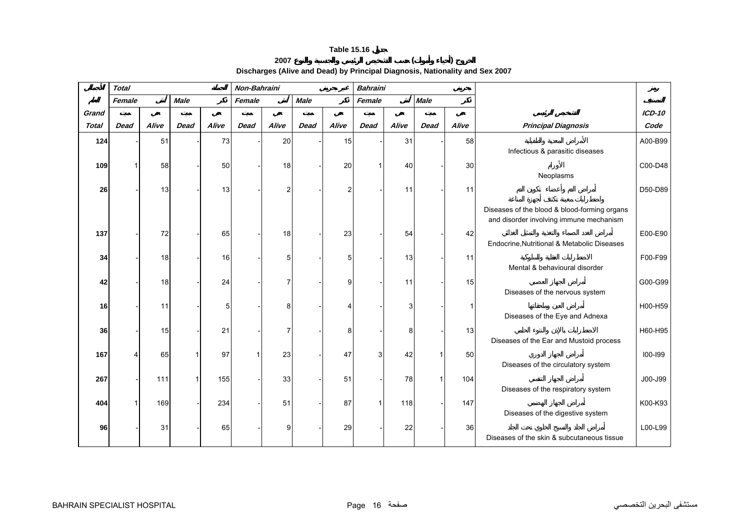**Table 15.16 جدول**

**الخروج (أحياء وأموات) حسب التشخيص الرئيسي والجنسية والنوع 2007**

**Discharges (Alive and Dead) by Principal Diagnosis, Nationality and Sex 2007**

| الأجمالي | Total | | | الجملة | Non-Bahraini | | | غير بحريني | Bahraini | | | بحريني | | رمز |
|---|---|---|---|---|---|---|---|---|---|---|---|---|---|---|
| العام | Female | أنثى | Male | ذكر | Female | أنثى | Male | ذكر | Female | أنثى | Male | ذكر | | التصنيف |
| Grand | ميت | حي | ميت | حي | ميت | حي | ميت | حي | ميت | حي | ميت | حي | التشخيص الرئيسي | ICD-10 |
| Total | Dead | Alive | Dead | Alive | Dead | Alive | Dead | Alive | Dead | Alive | Dead | Alive | Principal Diagnosis | Code |
| 124 | - | 51 | - | 73 | - | 20 | - | 15 | - | 31 | - | 58 | الأمراض المعدية والطفيلية<br>Infectious & parasitic diseases | A00-B99 |
| 109 | 1 | 58 | - | 50 | - | 18 | - | 20 | 1 | 40 | - | 30 | الأورام<br>Neoplasms | C00-D48 |
| 26 | - | 13 | - | 13 | - | 2 | - | 2 | - | 11 | - | 11 | أمراض الدم وأعضاء تكوين الدم واضطرابات معينة تكتنف أجهزة المناعة<br>Diseases of the blood & blood-forming organs and disorder involving immune mechanism | D50-D89 |
| 137 | - | 72 | - | 65 | - | 18 | - | 23 | - | 54 | - | 42 | أمراض الغدد الصماء والتغذية والتمثيل الغذائي<br>Endocrine,Nutritional & Metabolic Diseases | E00-E90 |
| 34 | - | 18 | - | 16 | - | 5 | - | 5 | - | 13 | - | 11 | الاضطرابات العقلية والسلوكية<br>Mental & behavioural disorder | F00-F99 |
| 42 | - | 18 | - | 24 | - | 7 | - | 9 | - | 11 | - | 15 | أمراض الجهاز العصبي<br>Diseases of the nervous system | G00-G99 |
| 16 | - | 11 | - | 5 | - | 8 | - | 4 | - | 3 | - | 1 | أمراض العين وملحقاتها<br>Diseases of the Eye and Adnexa | H00-H59 |
| 36 | - | 15 | - | 21 | - | 7 | - | 8 | - | 8 | - | 13 | الاضطرابات بالإذن والنتوء الحلمي<br>Diseases of the Ear and Mustoid process | H60-H95 |
| 167 | 4 | 65 | 1 | 97 | 1 | 23 | - | 47 | 3 | 42 | 1 | 50 | أمراض الجهاز الدوري<br>Diseases of the circulatory system | I00-I99 |
| 267 | - | 111 | 1 | 155 | - | 33 | - | 51 | - | 78 | 1 | 104 | أمراض الجهاز التنفسي<br>Diseases of the respiratory system | J00-J99 |
| 404 | 1 | 169 | - | 234 | - | 51 | - | 87 | 1 | 118 | - | 147 | أمراض الجهاز الهضمي<br>Diseases of the digestive system | K00-K93 |
| 96 | - | 31 | - | 65 | - | 9 | - | 29 | - | 22 | - | 36 | أمراض الجلد والنسيج الخلوي تحت الجلد<br>Diseases of the skin & subcutaneous tissue | L00-L99 |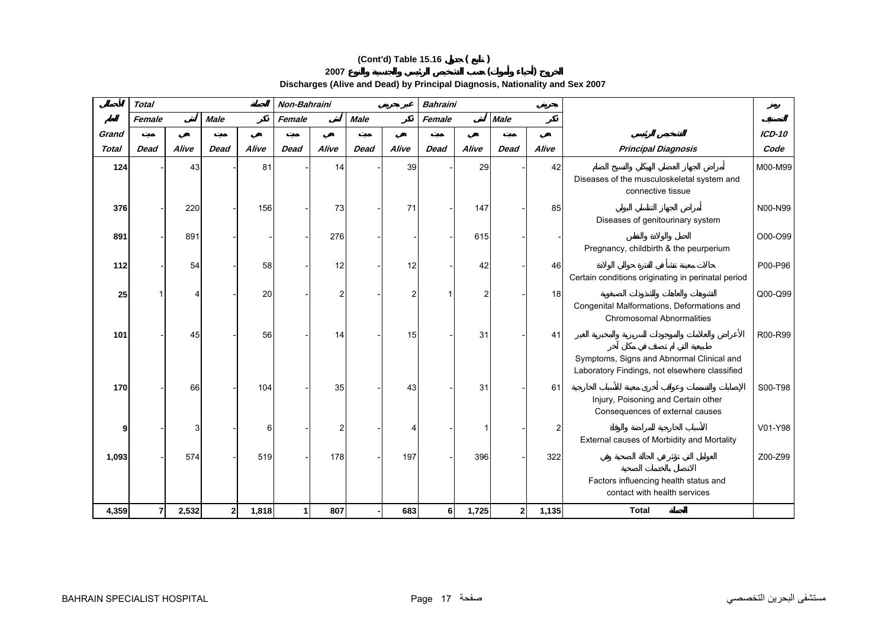# (Cont'd) Table 15.16 جدول ( تابع )

## الخروج (أحياء وأموات) حسب التشخيص الرئيسي والجنسية والنوع 2007

## Discharges (Alive and Dead) by Principal Diagnosis, Nationality and Sex 2007

| الإجمالي | Total | | | الجملة | Non-Bahraini | | | غير بحريني | Bahraini | | | بحريني | | رمز |
|---|---|---|---|---|---|---|---|---|---|---|---|---|---|---|
| الكلي | Female | أنثى | Male | ذكر | Female | أنثى | Male | ذكر | Female | أنثى | Male | ذكر | | التصنيف |
| Grand | ميت | حي | ميت | حي | ميت | حي | ميت | حي | ميت | حي | ميت | حي | التشخيص الرئيسي | ICD-10 |
| Total | Dead | Alive | Dead | Alive | Dead | Alive | Dead | Alive | Dead | Alive | Dead | Alive | Principal Diagnosis | Code |
| 124 | - | 43 | - | 81 | - | 14 | - | 39 | - | 29 | - | 42 | أمراض الجهاز العضلي الهيكلي والنسيج الضام<br>Diseases of the musculoskeletal system and connective tissue | M00-M99 |
| 376 | - | 220 | - | 156 | - | 73 | - | 71 | - | 147 | - | 85 | أمراض الجهاز التناسلي البولي<br>Diseases of genitourinary system | N00-N99 |
| 891 | - | 891 | - | - | - | 276 | - | - | - | 615 | - | - | الحمل والولادة والنفاس<br>Pregnancy, childbirth & the peurperium | O00-O99 |
| 112 | - | 54 | - | 58 | - | 12 | - | 12 | - | 42 | - | 46 | حالات معينة تنشأ في الفترة حوالي الولادة<br>Certain conditions originating in perinatal period | P00-P96 |
| 25 | 1 | 4 | - | 20 | - | 2 | - | 2 | 1 | 2 | - | 18 | التشوهات والعاهات والشذوذات الصبغوية<br>Congenital Malformations, Deformations and Chromosomal Abnormalities | Q00-Q99 |
| 101 | - | 45 | - | 56 | - | 14 | - | 15 | - | 31 | - | 41 | الأعراض والعلامات والموجودات السريرية والمخبرية الغير طبيعية التي لم تصنف في مكان آخر<br>Symptoms, Signs and Abnormal Clinical and Laboratory Findings, not elsewhere classified | R00-R99 |
| 170 | - | 66 | - | 104 | - | 35 | - | 43 | - | 31 | - | 61 | الإصابات والتسممات وعواقب أخرى معينة للأسباب الخارجية<br>Injury, Poisoning and Certain other Consequences of external causes | S00-T98 |
| 9 | - | 3 | - | 6 | - | 2 | - | 4 | - | 1 | - | 2 | الأسباب الخارجية للمراضة والوفاة<br>External causes of Morbidity and Mortality | V01-Y98 |
| 1,093 | - | 574 | - | 519 | - | 178 | - | 197 | - | 396 | - | 322 | العوامل التي تؤثر في الحالة الصحية وفي الاتصال بالخدمات الصحية<br>Factors influencing health status and contact with health services | Z00-Z99 |
| 4,359 | 7 | 2,532 | 2 | 1,818 | 1 | 807 | - | 683 | 6 | 1,725 | 2 | 1,135 | Total الجملة | |

BAHRAIN SPECIALIST HOSPITAL مستشفى البحرين التخصصي